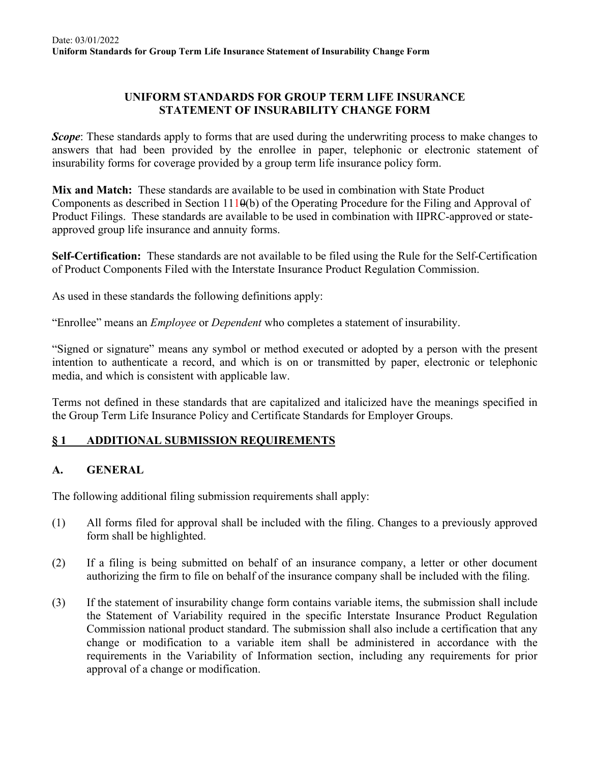# UNIFORM STANDARDS FOR GROUP TERM LIFE INSURANCE STATEMENT OF INSURABILITY CHANGE FORM

***Scope***: These standards apply to forms that are used during the underwriting process to make changes to answers that had been provided by the enrollee in paper, telephonic or electronic statement of insurability forms for coverage provided by a group term life insurance policy form.

**Mix and Match:** These standards are available to be used in combination with State Product Components as described in Section 111~~0~~(b) of the Operating Procedure for the Filing and Approval of Product Filings. These standards are available to be used in combination with IIPRC-approved or state-approved group life insurance and annuity forms.

**Self-Certification:** These standards are not available to be filed using the Rule for the Self-Certification of Product Components Filed with the Interstate Insurance Product Regulation Commission.

As used in these standards the following definitions apply:

"Enrollee" means an *Employee* or *Dependent* who completes a statement of insurability.

"Signed or signature" means any symbol or method executed or adopted by a person with the present intention to authenticate a record, and which is on or transmitted by paper, electronic or telephonic media, and which is consistent with applicable law.

Terms not defined in these standards that are capitalized and italicized have the meanings specified in the Group Term Life Insurance Policy and Certificate Standards for Employer Groups.

## § 1 ADDITIONAL SUBMISSION REQUIREMENTS

### A. GENERAL

The following additional filing submission requirements shall apply:

(1) All forms filed for approval shall be included with the filing. Changes to a previously approved form shall be highlighted.

(2) If a filing is being submitted on behalf of an insurance company, a letter or other document authorizing the firm to file on behalf of the insurance company shall be included with the filing.

(3) If the statement of insurability change form contains variable items, the submission shall include the Statement of Variability required in the specific Interstate Insurance Product Regulation Commission national product standard. The submission shall also include a certification that any change or modification to a variable item shall be administered in accordance with the requirements in the Variability of Information section, including any requirements for prior approval of a change or modification.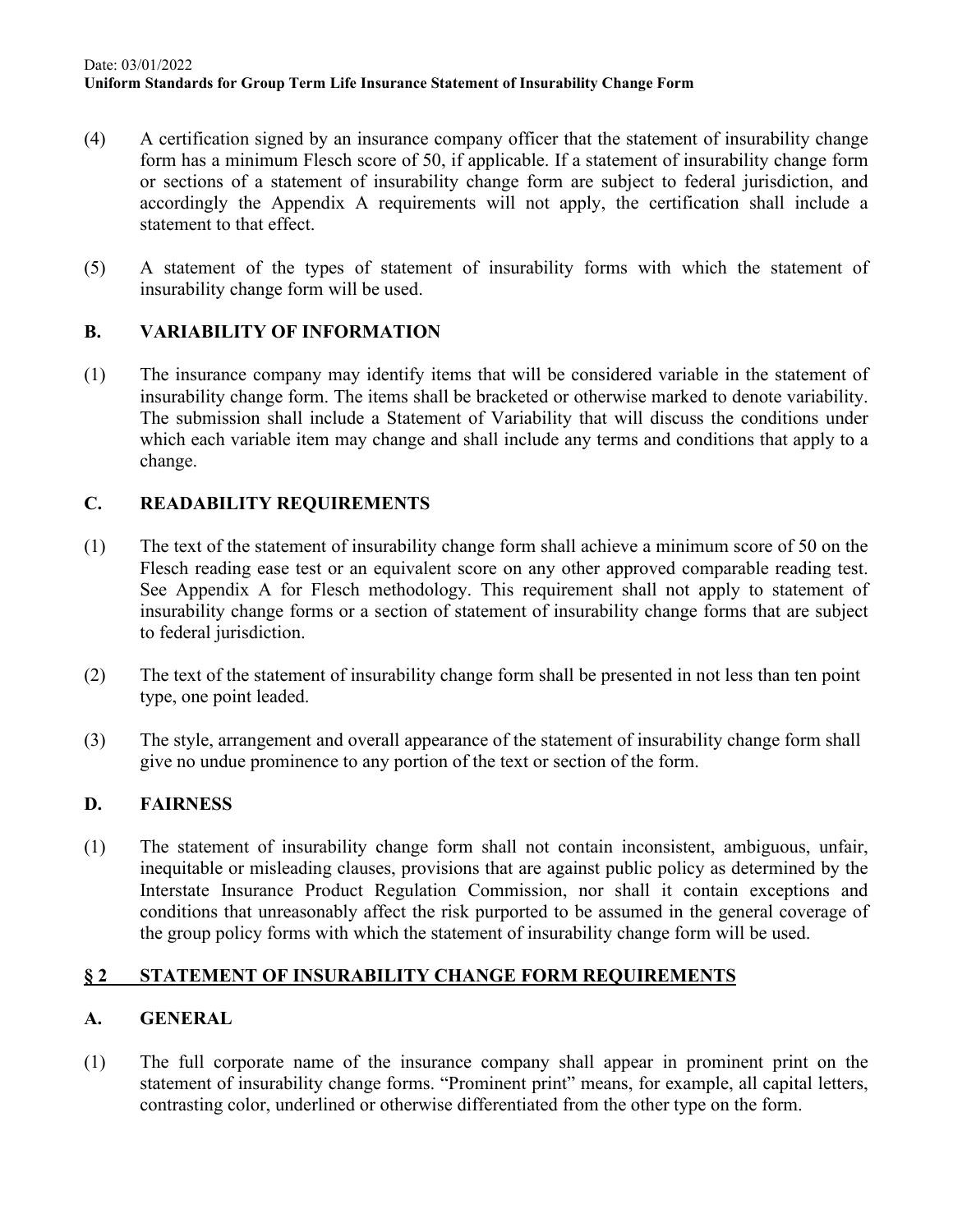(4) A certification signed by an insurance company officer that the statement of insurability change form has a minimum Flesch score of 50, if applicable. If a statement of insurability change form or sections of a statement of insurability change form are subject to federal jurisdiction, and accordingly the Appendix A requirements will not apply, the certification shall include a statement to that effect.

(5) A statement of the types of statement of insurability forms with which the statement of insurability change form will be used.

### B. VARIABILITY OF INFORMATION

(1) The insurance company may identify items that will be considered variable in the statement of insurability change form. The items shall be bracketed or otherwise marked to denote variability. The submission shall include a Statement of Variability that will discuss the conditions under which each variable item may change and shall include any terms and conditions that apply to a change.

### C. READABILITY REQUIREMENTS

(1) The text of the statement of insurability change form shall achieve a minimum score of 50 on the Flesch reading ease test or an equivalent score on any other approved comparable reading test. See Appendix A for Flesch methodology. This requirement shall not apply to statement of insurability change forms or a section of statement of insurability change forms that are subject to federal jurisdiction.

(2) The text of the statement of insurability change form shall be presented in not less than ten point type, one point leaded.

(3) The style, arrangement and overall appearance of the statement of insurability change form shall give no undue prominence to any portion of the text or section of the form.

### D. FAIRNESS

(1) The statement of insurability change form shall not contain inconsistent, ambiguous, unfair, inequitable or misleading clauses, provisions that are against public policy as determined by the Interstate Insurance Product Regulation Commission, nor shall it contain exceptions and conditions that unreasonably affect the risk purported to be assumed in the general coverage of the group policy forms with which the statement of insurability change form will be used.

## § 2 STATEMENT OF INSURABILITY CHANGE FORM REQUIREMENTS

### A. GENERAL

(1) The full corporate name of the insurance company shall appear in prominent print on the statement of insurability change forms. "Prominent print" means, for example, all capital letters, contrasting color, underlined or otherwise differentiated from the other type on the form.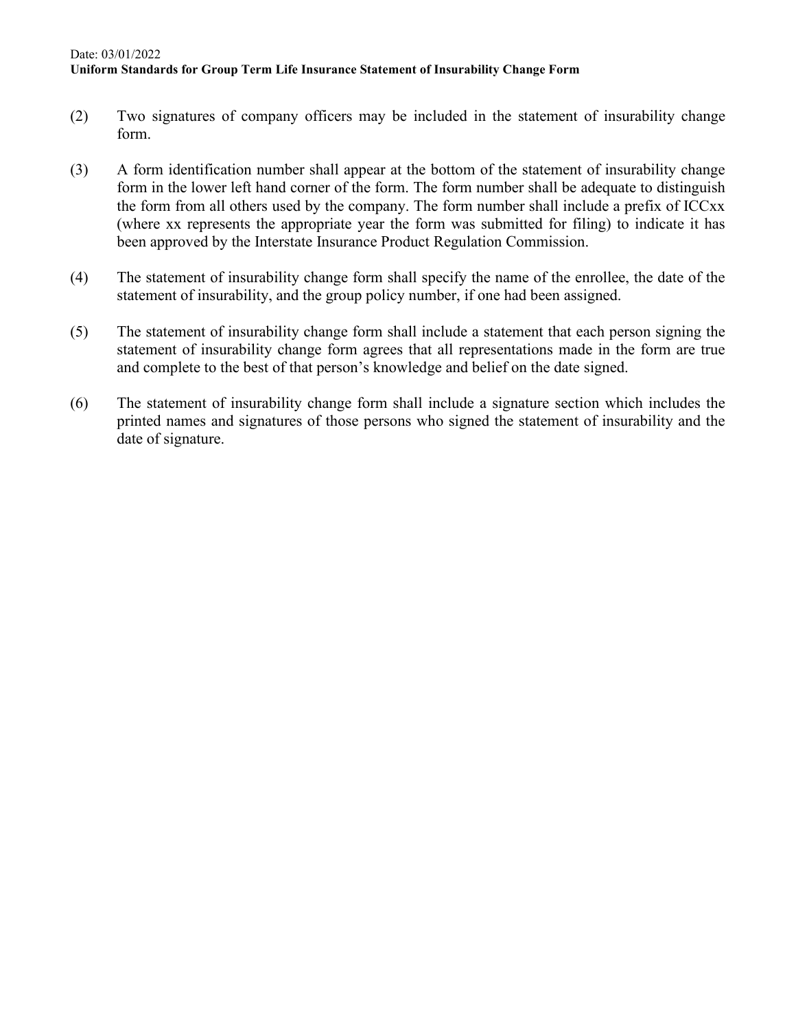(2) Two signatures of company officers may be included in the statement of insurability change form.

(3) A form identification number shall appear at the bottom of the statement of insurability change form in the lower left hand corner of the form. The form number shall be adequate to distinguish the form from all others used by the company. The form number shall include a prefix of ICCxx (where xx represents the appropriate year the form was submitted for filing) to indicate it has been approved by the Interstate Insurance Product Regulation Commission.

(4) The statement of insurability change form shall specify the name of the enrollee, the date of the statement of insurability, and the group policy number, if one had been assigned.

(5) The statement of insurability change form shall include a statement that each person signing the statement of insurability change form agrees that all representations made in the form are true and complete to the best of that person's knowledge and belief on the date signed.

(6) The statement of insurability change form shall include a signature section which includes the printed names and signatures of those persons who signed the statement of insurability and the date of signature.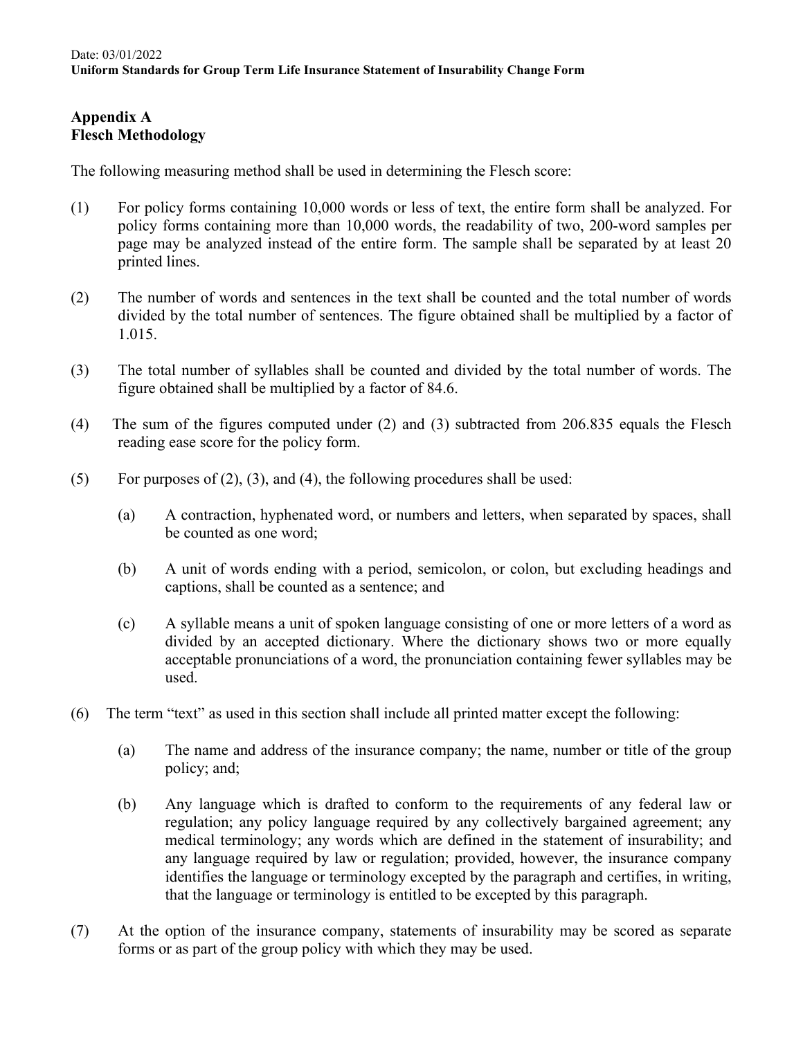## Appendix A
## Flesch Methodology

The following measuring method shall be used in determining the Flesch score:

(1) For policy forms containing 10,000 words or less of text, the entire form shall be analyzed. For policy forms containing more than 10,000 words, the readability of two, 200-word samples per page may be analyzed instead of the entire form. The sample shall be separated by at least 20 printed lines.

(2) The number of words and sentences in the text shall be counted and the total number of words divided by the total number of sentences. The figure obtained shall be multiplied by a factor of 1.015.

(3) The total number of syllables shall be counted and divided by the total number of words. The figure obtained shall be multiplied by a factor of 84.6.

(4) The sum of the figures computed under (2) and (3) subtracted from 206.835 equals the Flesch reading ease score for the policy form.

(5) For purposes of (2), (3), and (4), the following procedures shall be used:

> (a) A contraction, hyphenated word, or numbers and letters, when separated by spaces, shall be counted as one word;
>
> (b) A unit of words ending with a period, semicolon, or colon, but excluding headings and captions, shall be counted as a sentence; and
>
> (c) A syllable means a unit of spoken language consisting of one or more letters of a word as divided by an accepted dictionary. Where the dictionary shows two or more equally acceptable pronunciations of a word, the pronunciation containing fewer syllables may be used.

(6) The term "text" as used in this section shall include all printed matter except the following:

> (a) The name and address of the insurance company; the name, number or title of the group policy; and;
>
> (b) Any language which is drafted to conform to the requirements of any federal law or regulation; any policy language required by any collectively bargained agreement; any medical terminology; any words which are defined in the statement of insurability; and any language required by law or regulation; provided, however, the insurance company identifies the language or terminology excepted by the paragraph and certifies, in writing, that the language or terminology is entitled to be excepted by this paragraph.

(7) At the option of the insurance company, statements of insurability may be scored as separate forms or as part of the group policy with which they may be used.